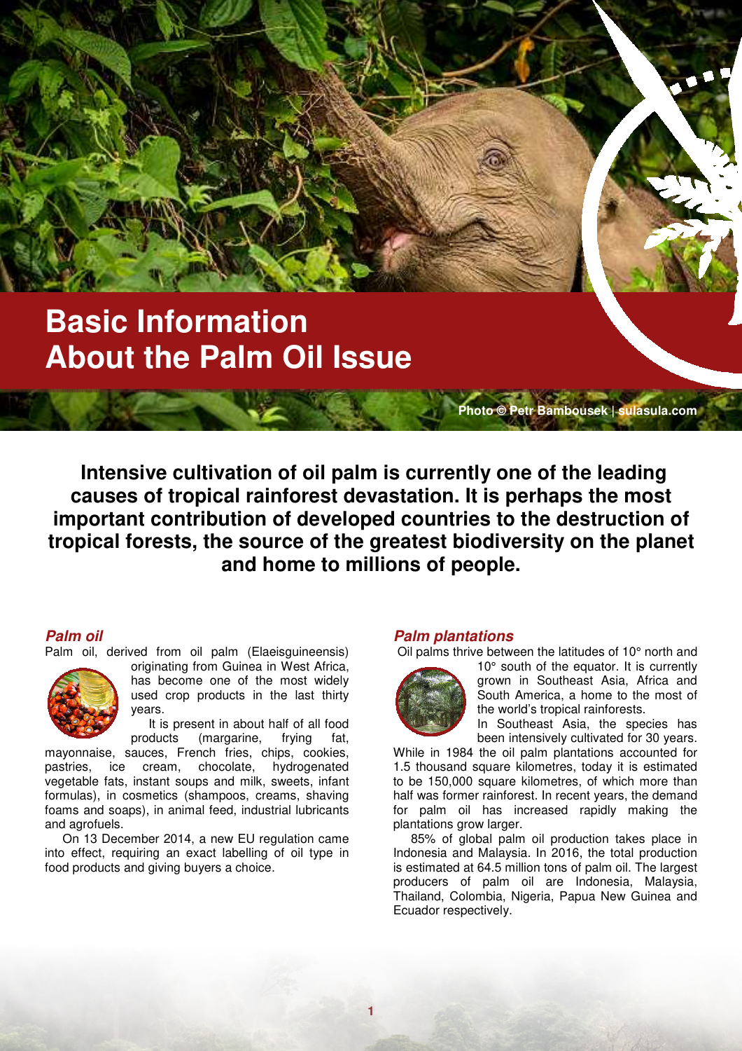# Basic Information About the Palm Oil Issue

Photo © Petr Bambousek | sulasula.com

**Intensive cultivation of oil palm is currently one of the leading causes of tropical rainforest devastation. It is perhaps the most important contribution of developed countries to the destruction of tropical forests, the source of the greatest biodiversity on the planet and home to millions of people.**

### *Palm oil*

Palm oil, derived from oil palm (Elaeisguineensis) originating from Guinea in West Africa, has become one of the most widely used crop products in the last thirty years.

It is present in about half of all food products (margarine, frying fat, mayonnaise, sauces, French fries, chips, cookies, pastries, ice cream, chocolate, hydrogenated vegetable fats, instant soups and milk, sweets, infant formulas), in cosmetics (shampoos, creams, shaving foams and soaps), in animal feed, industrial lubricants and agrofuels.

On 13 December 2014, a new EU regulation came into effect, requiring an exact labelling of oil type in food products and giving buyers a choice.

### *Palm plantations*

Oil palms thrive between the latitudes of 10° north and 10° south of the equator. It is currently grown in Southeast Asia, Africa and South America, a home to the most of the world's tropical rainforests.

In Southeast Asia, the species has been intensively cultivated for 30 years. While in 1984 the oil palm plantations accounted for 1.5 thousand square kilometres, today it is estimated to be 150,000 square kilometres, of which more than half was former rainforest. In recent years, the demand for palm oil has increased rapidly making the plantations grow larger.

85% of global palm oil production takes place in Indonesia and Malaysia. In 2016, the total production is estimated at 64.5 million tons of palm oil. The largest producers of palm oil are Indonesia, Malaysia, Thailand, Colombia, Nigeria, Papua New Guinea and Ecuador respectively.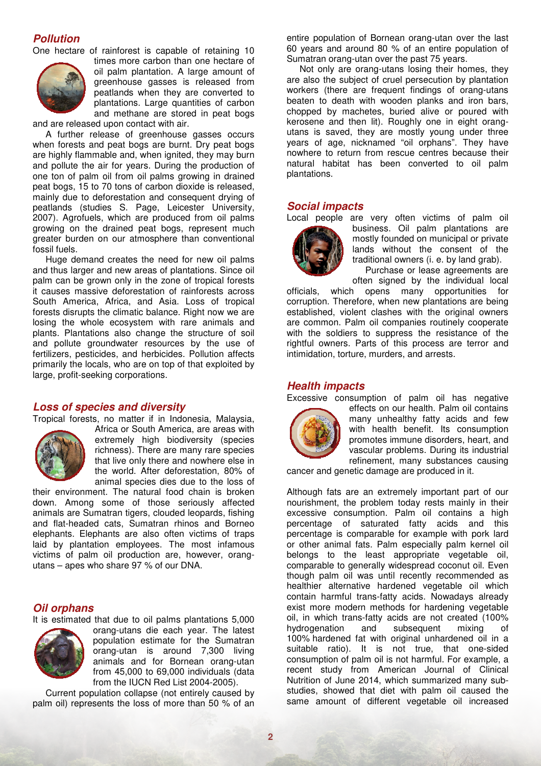## Pollution

One hectare of rainforest is capable of retaining 10 times more carbon than one hectare of oil palm plantation. A large amount of greenhouse gasses is released from peatlands when they are converted to plantations. Large quantities of carbon and methane are stored in peat bogs and are released upon contact with air.

A further release of greenhouse gasses occurs when forests and peat bogs are burnt. Dry peat bogs are highly flammable and, when ignited, they may burn and pollute the air for years. During the production of one ton of palm oil from oil palms growing in drained peat bogs, 15 to 70 tons of carbon dioxide is released, mainly due to deforestation and consequent drying of peatlands (studies S. Page, Leicester University, 2007). Agrofuels, which are produced from oil palms growing on the drained peat bogs, represent much greater burden on our atmosphere than conventional fossil fuels.

Huge demand creates the need for new oil palms and thus larger and new areas of plantations. Since oil palm can be grown only in the zone of tropical forests it causes massive deforestation of rainforests across South America, Africa, and Asia. Loss of tropical forests disrupts the climatic balance. Right now we are losing the whole ecosystem with rare animals and plants. Plantations also change the structure of soil and pollute groundwater resources by the use of fertilizers, pesticides, and herbicides. Pollution affects primarily the locals, who are on top of that exploited by large, profit-seeking corporations.

## Loss of species and diversity

Tropical forests, no matter if in Indonesia, Malaysia, Africa or South America, are areas with extremely high biodiversity (species richness). There are many rare species that live only there and nowhere else in the world. After deforestation, 80% of animal species dies due to the loss of their environment. The natural food chain is broken down. Among some of those seriously affected animals are Sumatran tigers, clouded leopards, fishing and flat-headed cats, Sumatran rhinos and Borneo elephants. Elephants are also often victims of traps laid by plantation employees. The most infamous victims of palm oil production are, however, orang-utans – apes who share 97 % of our DNA.

## Oil orphans

It is estimated that due to oil palms plantations 5,000 orang-utans die each year. The latest population estimate for the Sumatran orang-utan is around 7,300 living animals and for Bornean orang-utan from 45,000 to 69,000 individuals (data from the IUCN Red List 2004-2005).

Current population collapse (not entirely caused by palm oil) represents the loss of more than 50 % of an entire population of Bornean orang-utan over the last 60 years and around 80 % of an entire population of Sumatran orang-utan over the past 75 years.

Not only are orang-utans losing their homes, they are also the subject of cruel persecution by plantation workers (there are frequent findings of orang-utans beaten to death with wooden planks and iron bars, chopped by machetes, buried alive or poured with kerosene and then lit). Roughly one in eight orang-utans is saved, they are mostly young under three years of age, nicknamed "oil orphans". They have nowhere to return from rescue centres because their natural habitat has been converted to oil palm plantations.

## Social impacts

Local people are very often victims of palm oil business. Oil palm plantations are mostly founded on municipal or private lands without the consent of the traditional owners (i. e. by land grab).

Purchase or lease agreements are often signed by the individual local officials, which opens many opportunities for corruption. Therefore, when new plantations are being established, violent clashes with the original owners are common. Palm oil companies routinely cooperate with the soldiers to suppress the resistance of the rightful owners. Parts of this process are terror and intimidation, torture, murders, and arrests.

## Health impacts

Excessive consumption of palm oil has negative effects on our health. Palm oil contains many unhealthy fatty acids and few with health benefit. Its consumption promotes immune disorders, heart, and vascular problems. During its industrial refinement, many substances causing cancer and genetic damage are produced in it.

Although fats are an extremely important part of our nourishment, the problem today rests mainly in their excessive consumption. Palm oil contains a high percentage of saturated fatty acids and this percentage is comparable for example with pork lard or other animal fats. Palm especially palm kernel oil belongs to the least appropriate vegetable oil, comparable to generally widespread coconut oil. Even though palm oil was until recently recommended as healthier alternative hardened vegetable oil which contain harmful trans-fatty acids. Nowadays already exist more modern methods for hardening vegetable oil, in which trans-fatty acids are not created (100% hydrogenation and subsequent mixing of 100% hardened fat with original unhardened oil in a suitable ratio). It is not true, that one-sided consumption of palm oil is not harmful. For example, a recent study from American Journal of Clinical Nutrition of June 2014, which summarized many sub-studies, showed that diet with palm oil caused the same amount of different vegetable oil increased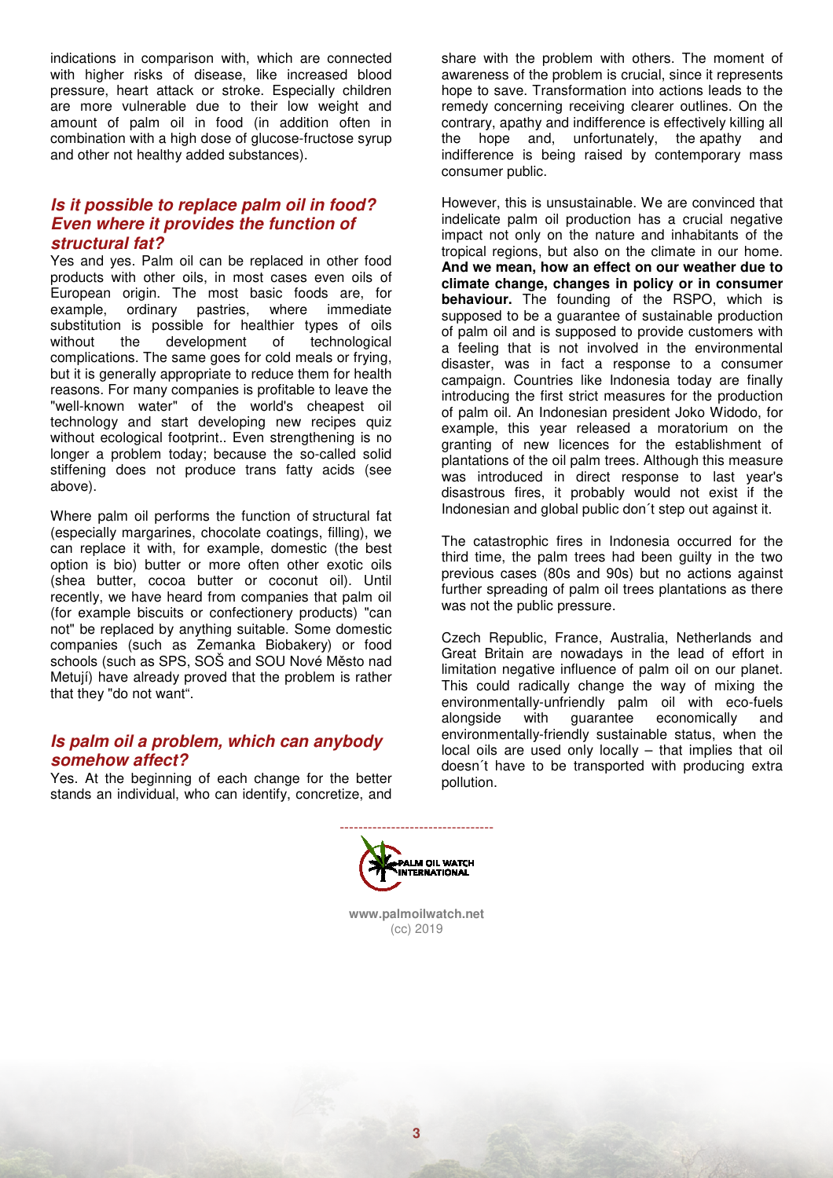indications in comparison with, which are connected with higher risks of disease, like increased blood pressure, heart attack or stroke. Especially children are more vulnerable due to their low weight and amount of palm oil in food (in addition often in combination with a high dose of glucose-fructose syrup and other not healthy added substances).

### *Is it possible to replace palm oil in food? Even where it provides the function of structural fat?*

Yes and yes. Palm oil can be replaced in other food products with other oils, in most cases even oils of European origin. The most basic foods are, for example, ordinary pastries, where immediate substitution is possible for healthier types of oils without the development of technological complications. The same goes for cold meals or frying, but it is generally appropriate to reduce them for health reasons. For many companies is profitable to leave the "well-known water" of the world's cheapest oil technology and start developing new recipes quiz without ecological footprint.. Even strengthening is no longer a problem today; because the so-called solid stiffening does not produce trans fatty acids (see above).

Where palm oil performs the function of structural fat (especially margarines, chocolate coatings, filling), we can replace it with, for example, domestic (the best option is bio) butter or more often other exotic oils (shea butter, cocoa butter or coconut oil). Until recently, we have heard from companies that palm oil (for example biscuits or confectionery products) "can not" be replaced by anything suitable. Some domestic companies (such as Zemanka Biobakery) or food schools (such as SPS, SOŠ and SOU Nové Město nad Metují) have already proved that the problem is rather that they "do not want".

### *Is palm oil a problem, which can anybody somehow affect?*

Yes. At the beginning of each change for the better stands an individual, who can identify, concretize, and share with the problem with others. The moment of awareness of the problem is crucial, since it represents hope to save. Transformation into actions leads to the remedy concerning receiving clearer outlines. On the contrary, apathy and indifference is effectively killing all the hope and, unfortunately, the apathy and indifference is being raised by contemporary mass consumer public.

However, this is unsustainable. We are convinced that indelicate palm oil production has a crucial negative impact not only on the nature and inhabitants of the tropical regions, but also on the climate in our home. **And we mean, how an effect on our weather due to climate change, changes in policy or in consumer behaviour.** The founding of the RSPO, which is supposed to be a guarantee of sustainable production of palm oil and is supposed to provide customers with a feeling that is not involved in the environmental disaster, was in fact a response to a consumer campaign. Countries like Indonesia today are finally introducing the first strict measures for the production of palm oil. An Indonesian president Joko Widodo, for example, this year released a moratorium on the granting of new licences for the establishment of plantations of the oil palm trees. Although this measure was introduced in direct response to last year's disastrous fires, it probably would not exist if the Indonesian and global public don´t step out against it.

The catastrophic fires in Indonesia occurred for the third time, the palm trees had been guilty in the two previous cases (80s and 90s) but no actions against further spreading of palm oil trees plantations as there was not the public pressure.

Czech Republic, France, Australia, Netherlands and Great Britain are nowadays in the lead of effort in limitation negative influence of palm oil on our planet. This could radically change the way of mixing the environmentally-unfriendly palm oil with eco-fuels alongside with guarantee economically and environmentally-friendly sustainable status, when the local oils are used only locally – that implies that oil doesn´t have to be transported with producing extra pollution.

PALM OIL WATCH INTERNATIONAL

**www.palmoilwatch.net**
(cc) 2019